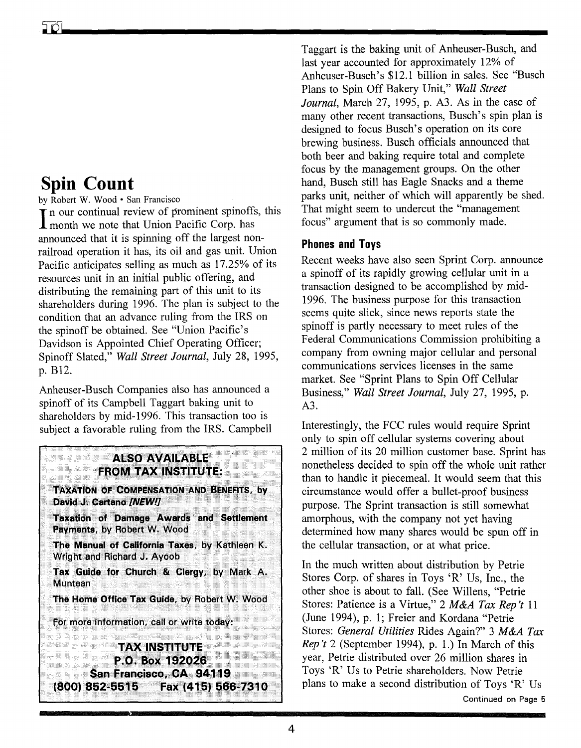# Spin Count

by Robert W. Wood • San Francisco

In our continual review of prominent spinoffs, this month we note that Union Pacific Corp. has announced that it is spinning off the largest non-railroad operation it has, its oil and gas unit. Union Pacific anticipates selling as much as 17.25% of its resources unit in an initial public offering, and distributing the remaining part of this unit to its shareholders during 1996. The plan is subject to the condition that an advance ruling from the IRS on the spinoff be obtained. See "Union Pacific's Davidson is Appointed Chief Operating Officer; Spinoff Slated," *Wall Street Journal*, July 28, 1995, p. B12.

Anheuser-Busch Companies also has announced a spinoff of its Campbell Taggart baking unit to shareholders by mid-1996. This transaction too is subject a favorable ruling from the IRS. Campbell Taggart is the baking unit of Anheuser-Busch, and last year accounted for approximately 12% of Anheuser-Busch's $12.1 billion in sales. See "Busch Plans to Spin Off Bakery Unit," *Wall Street Journal*, March 27, 1995, p. A3. As in the case of many other recent transactions, Busch's spin plan is designed to focus Busch's operation on its core brewing business. Busch officials announced that both beer and baking require total and complete focus by the management groups. On the other hand, Busch still has Eagle Snacks and a theme parks unit, neither of which will apparently be shed. That might seem to undercut the "management focus" argument that is so commonly made.

## Phones and Toys

Recent weeks have also seen Sprint Corp. announce a spinoff of its rapidly growing cellular unit in a transaction designed to be accomplished by mid-1996. The business purpose for this transaction seems quite slick, since news reports state the spinoff is partly necessary to meet rules of the Federal Communications Commission prohibiting a company from owning major cellular and personal communications services licenses in the same market. See "Sprint Plans to Spin Off Cellular Business," *Wall Street Journal*, July 27, 1995, p. A3.

Interestingly, the FCC rules would require Sprint only to spin off cellular systems covering about 2 million of its 20 million customer base. Sprint has nonetheless decided to spin off the whole unit rather than to handle it piecemeal. It would seem that this circumstance would offer a bullet-proof business purpose. The Sprint transaction is still somewhat amorphous, with the company not yet having determined how many shares would be spun off in the cellular transaction, or at what price.

In the much written about distribution by Petrie Stores Corp. of shares in Toys 'R' Us, Inc., the other shoe is about to fall. (See Willens, "Petrie Stores: Patience is a Virtue," 2 *M&A Tax Rep't* 11 (June 1994), p. 1; Freier and Kordana "Petrie Stores: *General Utilities* Rides Again?" 3 *M&A Tax Rep't* 2 (September 1994), p. 1.) In March of this year, Petrie distributed over 26 million shares in Toys 'R' Us to Petrie shareholders. Now Petrie plans to make a second distribution of Toys 'R' Us

Continued on Page 5

---

**ALSO AVAILABLE FROM TAX INSTITUTE:**

**TAXATION OF COMPENSATION AND BENEFITS**, by David J. Cartano *[NEW!]*

**Taxation of Damage Awards and Settlement Payments**, by Robert W. Wood

**The Manual of California Taxes**, by Kathleen K. Wright and Richard J. Ayoob

**Tax Guide for Church & Clergy**, by Mark A. Muntean

**The Home Office Tax Guide**, by Robert W. Wood

For more information, call or write today:

**TAX INSTITUTE**
**P.O. Box 192026**
**San Francisco, CA 94119**
**(800) 852-5515 Fax (415) 566-7310**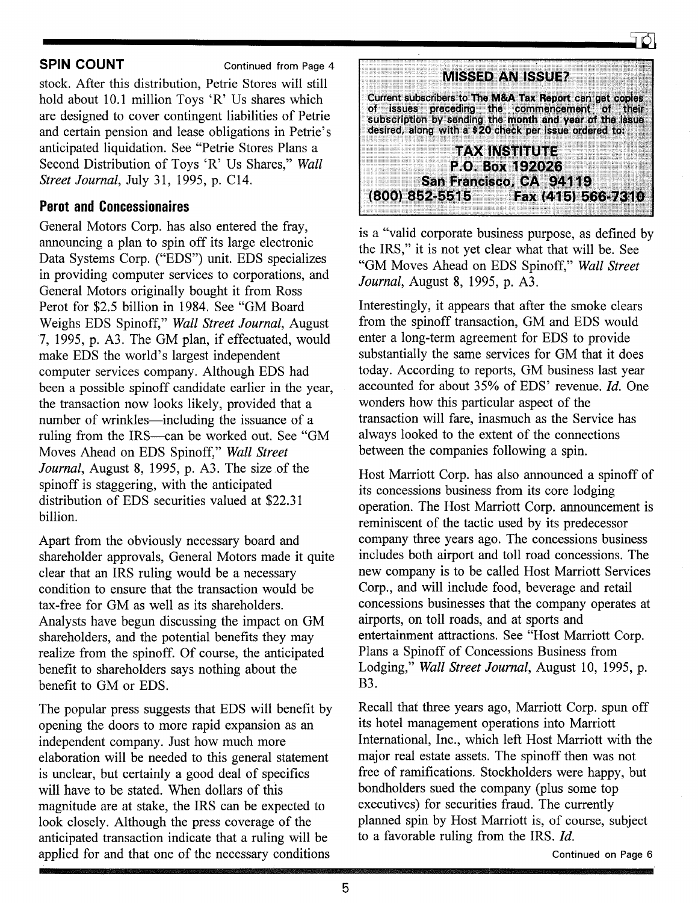**SPIN COUNT** Continued from Page 4

stock. After this distribution, Petrie Stores will still hold about 10.1 million Toys 'R' Us shares which are designed to cover contingent liabilities of Petrie and certain pension and lease obligations in Petrie's anticipated liquidation. See "Petrie Stores Plans a Second Distribution of Toys 'R' Us Shares," *Wall Street Journal*, July 31, 1995, p. C14.

## Perot and Concessionaires

General Motors Corp. has also entered the fray, announcing a plan to spin off its large electronic Data Systems Corp. ("EDS") unit. EDS specializes in providing computer services to corporations, and General Motors originally bought it from Ross Perot for $2.5 billion in 1984. See "GM Board Weighs EDS Spinoff," *Wall Street Journal*, August 7, 1995, p. A3. The GM plan, if effectuated, would make EDS the world's largest independent computer services company. Although EDS had been a possible spinoff candidate earlier in the year, the transaction now looks likely, provided that a number of wrinkles—including the issuance of a ruling from the IRS—can be worked out. See "GM Moves Ahead on EDS Spinoff," *Wall Street Journal*, August 8, 1995, p. A3. The size of the spinoff is staggering, with the anticipated distribution of EDS securities valued at $22.31 billion.

Apart from the obviously necessary board and shareholder approvals, General Motors made it quite clear that an IRS ruling would be a necessary condition to ensure that the transaction would be tax-free for GM as well as its shareholders. Analysts have begun discussing the impact on GM shareholders, and the potential benefits they may realize from the spinoff. Of course, the anticipated benefit to shareholders says nothing about the benefit to GM or EDS.

The popular press suggests that EDS will benefit by opening the doors to more rapid expansion as an independent company. Just how much more elaboration will be needed to this general statement is unclear, but certainly a good deal of specifics will have to be stated. When dollars of this magnitude are at stake, the IRS can be expected to look closely. Although the press coverage of the anticipated transaction indicate that a ruling will be applied for and that one of the necessary conditions is a "valid corporate business purpose, as defined by the IRS," it is not yet clear what that will be. See "GM Moves Ahead on EDS Spinoff," *Wall Street Journal*, August 8, 1995, p. A3.

Interestingly, it appears that after the smoke clears from the spinoff transaction, GM and EDS would enter a long-term agreement for EDS to provide substantially the same services for GM that it does today. According to reports, GM business last year accounted for about 35% of EDS' revenue. *Id.* One wonders how this particular aspect of the transaction will fare, inasmuch as the Service has always looked to the extent of the connections between the companies following a spin.

Host Marriott Corp. has also announced a spinoff of its concessions business from its core lodging operation. The Host Marriott Corp. announcement is reminiscent of the tactic used by its predecessor company three years ago. The concessions business includes both airport and toll road concessions. The new company is to be called Host Marriott Services Corp., and will include food, beverage and retail concessions businesses that the company operates at airports, on toll roads, and at sports and entertainment attractions. See "Host Marriott Corp. Plans a Spinoff of Concessions Business from Lodging," *Wall Street Journal*, August 10, 1995, p. B3.

Recall that three years ago, Marriott Corp. spun off its hotel management operations into Marriott International, Inc., which left Host Marriott with the major real estate assets. The spinoff then was not free of ramifications. Stockholders were happy, but bondholders sued the company (plus some top executives) for securities fraud. The currently planned spin by Host Marriott is, of course, subject to a favorable ruling from the IRS. *Id.*

Continued on Page 6

---

**MISSED AN ISSUE?**

Current subscribers to **The M&A Tax Report** can get copies of issues preceding the commencement of their subscription by sending the **month and year of the issue** desired, along with a **$20 check per issue** ordered to:

**TAX INSTITUTE**
**P.O. Box 192026**
**San Francisco, CA 94119**
**(800) 852-5515 Fax (415) 566-7310**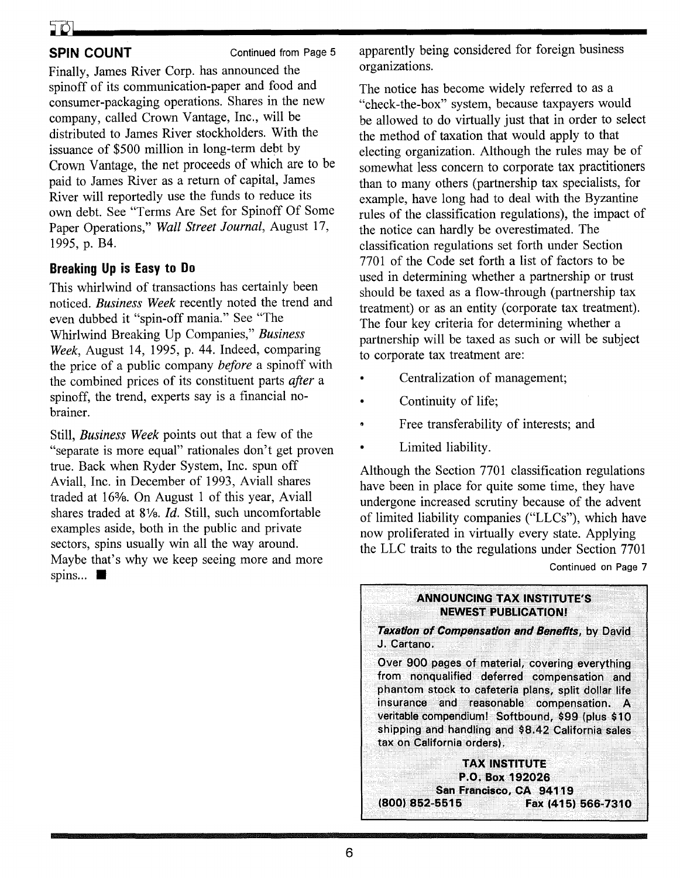## SPIN COUNT

Continued from Page 5

Finally, James River Corp. has announced the spinoff of its communication-paper and food and consumer-packaging operations. Shares in the new company, called Crown Vantage, Inc., will be distributed to James River stockholders. With the issuance of $500 million in long-term debt by Crown Vantage, the net proceeds of which are to be paid to James River as a return of capital, James River will reportedly use the funds to reduce its own debt. See "Terms Are Set for Spinoff Of Some Paper Operations," *Wall Street Journal*, August 17, 1995, p. B4.

### Breaking Up is Easy to Do

This whirlwind of transactions has certainly been noticed. *Business Week* recently noted the trend and even dubbed it "spin-off mania." See "The Whirlwind Breaking Up Companies," *Business Week*, August 14, 1995, p. 44. Indeed, comparing the price of a public company *before* a spinoff with the combined prices of its constituent parts *after* a spinoff, the trend, experts say is a financial no-brainer.

Still, *Business Week* points out that a few of the "separate is more equal" rationales don't get proven true. Back when Ryder System, Inc. spun off Aviall, Inc. in December of 1993, Aviall shares traded at 16⅝. On August 1 of this year, Aviall shares traded at 8⅛. *Id.* Still, such uncomfortable examples aside, both in the public and private sectors, spins usually win all the way around. Maybe that's why we keep seeing more and more spins... ■

apparently being considered for foreign business organizations.

The notice has become widely referred to as a "check-the-box" system, because taxpayers would be allowed to do virtually just that in order to select the method of taxation that would apply to that electing organization. Although the rules may be of somewhat less concern to corporate tax practitioners than to many others (partnership tax specialists, for example, have long had to deal with the Byzantine rules of the classification regulations), the impact of the notice can hardly be overestimated. The classification regulations set forth under Section 7701 of the Code set forth a list of factors to be used in determining whether a partnership or trust should be taxed as a flow-through (partnership tax treatment) or as an entity (corporate tax treatment). The four key criteria for determining whether a partnership will be taxed as such or will be subject to corporate tax treatment are:

- Centralization of management;
- Continuity of life;
- Free transferability of interests; and
- Limited liability.

Although the Section 7701 classification regulations have been in place for quite some time, they have undergone increased scrutiny because of the advent of limited liability companies ("LLCs"), which have now proliferated in virtually every state. Applying the LLC traits to the regulations under Section 7701

Continued on Page 7

**ANNOUNCING TAX INSTITUTE'S NEWEST PUBLICATION!**

***Taxation of Compensation and Benefits***, by David J. Cartano.

Over 900 pages of material, covering everything from nonqualified deferred compensation and phantom stock to cafeteria plans, split dollar life insurance and reasonable compensation. A veritable compendium! Softbound, $99 (plus $10 shipping and handling and $8.42 California sales tax on California orders).

**TAX INSTITUTE**
**P.O. Box 192026**
**San Francisco, CA 94119**
**(800) 852-5515 Fax (415) 566-7310**